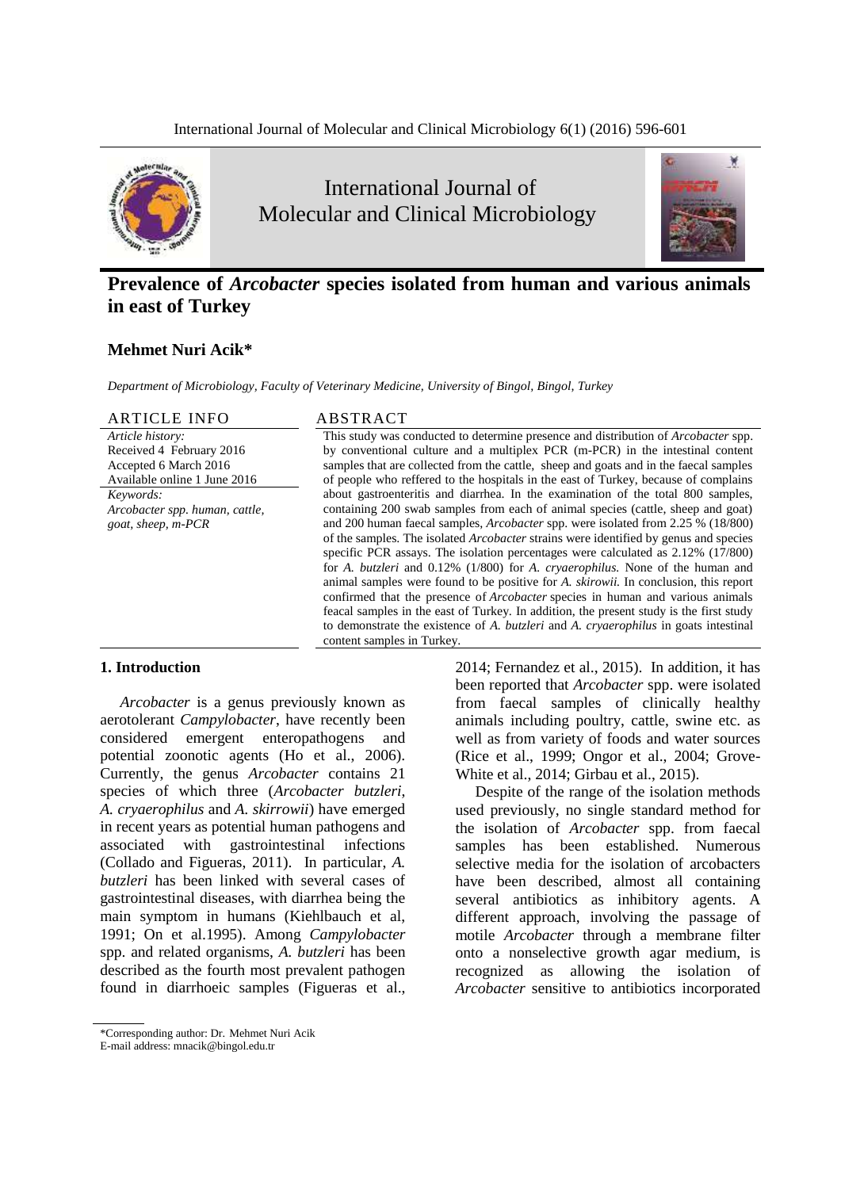# International Journal of Molecular and Clinical Microbiology

## Prevalence of *Arcobacter* species isolated from human and various animals in east of Turkey

**Mehmet Nuri Acik***

*Department of Microbiology, Faculty of Veterinary Medicine, University of Bingol, Bingol, Turkey*

### ARTICLE INFO

*Article history:*
Received 4 February 2016
Accepted 6 March 2016
Available online 1 June 2016

*Keywords:*
*Arcobacter spp. human, cattle, goat, sheep, m-PCR*

### ABSTRACT

This study was conducted to determine presence and distribution of *Arcobacter* spp. by conventional culture and a multiplex PCR (m-PCR) in the intestinal content samples that are collected from the cattle, sheep and goats and in the faecal samples of people who reffered to the hospitals in the east of Turkey, because of complains about gastroenteritis and diarrhea. In the examination of the total 800 samples, containing 200 swab samples from each of animal species (cattle, sheep and goat) and 200 human faecal samples, *Arcobacter* spp. were isolated from 2.25 % (18/800) of the samples. The isolated *Arcobacter* strains were identified by genus and species specific PCR assays. The isolation percentages were calculated as 2.12% (17/800) for *A. butzleri* and 0.12% (1/800) for *A. cryaerophilus.* None of the human and animal samples were found to be positive for *A. skirowii.* In conclusion, this report confirmed that the presence of *Arcobacter* species in human and various animals feacal samples in the east of Turkey. In addition, the present study is the first study to demonstrate the existence of *A. butzleri* and *A. cryaerophilus* in goats intestinal content samples in Turkey.

## 1. Introduction

*Arcobacter* is a genus previously known as aerotolerant *Campylobacter*, have recently been considered emergent enteropathogens and potential zoonotic agents (Ho et al., 2006). Currently, the genus *Arcobacter* contains 21 species of which three (*Arcobacter butzleri*, *A. cryaerophilus* and *A. skirrowii*) have emerged in recent years as potential human pathogens and associated with gastrointestinal infections (Collado and Figueras, 2011). In particular, *A. butzleri* has been linked with several cases of gastrointestinal diseases, with diarrhea being the main symptom in humans (Kiehlbauch et al, 1991; On et al.1995). Among *Campylobacter* spp. and related organisms, *A. butzleri* has been described as the fourth most prevalent pathogen found in diarrhoeic samples (Figueras et al., 2014; Fernandez et al., 2015). In addition, it has been reported that *Arcobacter* spp. were isolated from faecal samples of clinically healthy animals including poultry, cattle, swine etc. as well as from variety of foods and water sources (Rice et al., 1999; Ongor et al., 2004; Grove-White et al., 2014; Girbau et al., 2015).

Despite of the range of the isolation methods used previously, no single standard method for the isolation of *Arcobacter* spp. from faecal samples has been established. Numerous selective media for the isolation of arcobacters have been described, almost all containing several antibiotics as inhibitory agents. A different approach, involving the passage of motile *Arcobacter* through a membrane filter onto a nonselective growth agar medium, is recognized as allowing the isolation of *Arcobacter* sensitive to antibiotics incorporated

---

*Corresponding author: Dr. Mehmet Nuri Acik
E-mail address: mnacik@bingol.edu.tr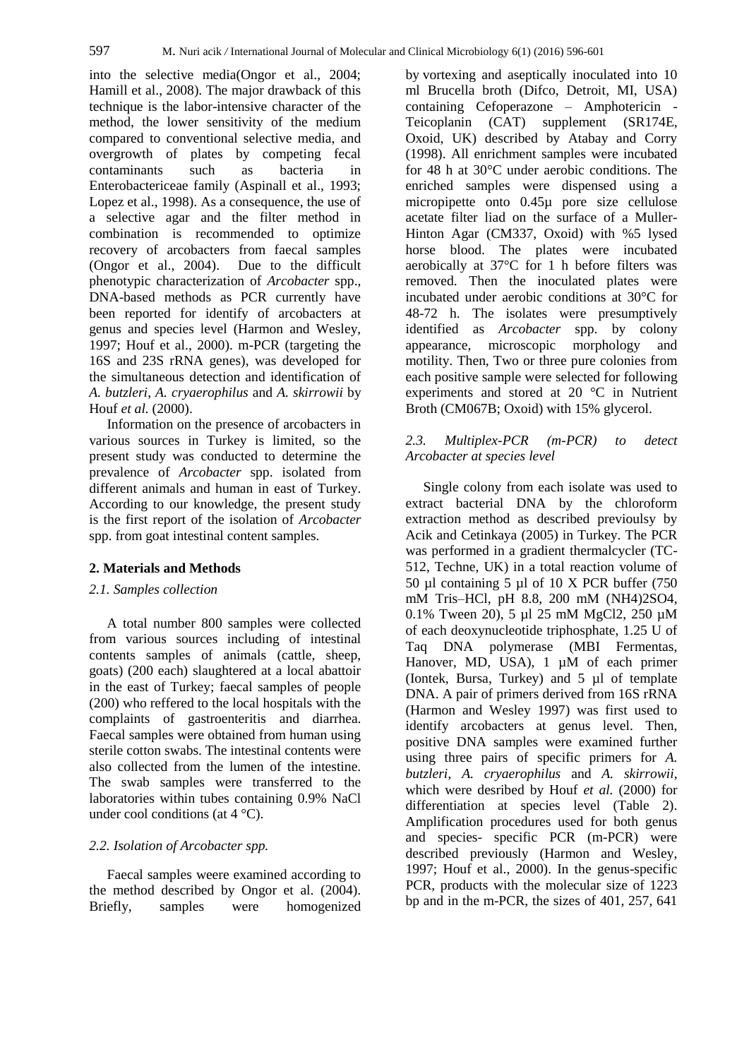into the selective media(Ongor et al., 2004; Hamill et al., 2008). The major drawback of this technique is the labor-intensive character of the method, the lower sensitivity of the medium compared to conventional selective media, and overgrowth of plates by competing fecal contaminants such as bacteria in Enterobactericeae family (Aspinall et al., 1993; Lopez et al., 1998). As a consequence, the use of a selective agar and the filter method in combination is recommended to optimize recovery of arcobacters from faecal samples (Ongor et al., 2004). Due to the difficult phenotypic characterization of *Arcobacter* spp., DNA-based methods as PCR currently have been reported for identify of arcobacters at genus and species level (Harmon and Wesley, 1997; Houf et al., 2000). m-PCR (targeting the 16S and 23S rRNA genes), was developed for the simultaneous detection and identification of *A. butzleri*, *A. cryaerophilus* and *A. skirrowii* by Houf *et al.* (2000).

Information on the presence of arcobacters in various sources in Turkey is limited, so the present study was conducted to determine the prevalence of *Arcobacter* spp. isolated from different animals and human in east of Turkey. According to our knowledge, the present study is the first report of the isolation of *Arcobacter* spp. from goat intestinal content samples.

## 2. Materials and Methods

### *2.1. Samples collection*

A total number 800 samples were collected from various sources including of intestinal contents samples of animals (cattle, sheep, goats) (200 each) slaughtered at a local abattoir in the east of Turkey; faecal samples of people (200) who reffered to the local hospitals with the complaints of gastroenteritis and diarrhea. Faecal samples were obtained from human using sterile cotton swabs. The intestinal contents were also collected from the lumen of the intestine. The swab samples were transferred to the laboratories within tubes containing 0.9% NaCl under cool conditions (at 4 °C).

### *2.2. Isolation of Arcobacter spp.*

Faecal samples weere examined according to the method described by Ongor et al. (2004). Briefly, samples were homogenized by vortexing and aseptically inoculated into 10 ml Brucella broth (Difco, Detroit, MI, USA) containing Cefoperazone – Amphotericin - Teicoplanin (CAT) supplement (SR174E, Oxoid, UK) described by Atabay and Corry (1998). All enrichment samples were incubated for 48 h at 30°C under aerobic conditions. The enriched samples were dispensed using a micropipette onto 0.45µ pore size cellulose acetate filter liad on the surface of a Muller-Hinton Agar (CM337, Oxoid) with %5 lysed horse blood. The plates were incubated aerobically at 37°C for 1 h before filters was removed. Then the inoculated plates were incubated under aerobic conditions at 30°C for 48-72 h. The isolates were presumptively identified as *Arcobacter* spp. by colony appearance, microscopic morphology and motility. Then, Two or three pure colonies from each positive sample were selected for following experiments and stored at 20 °C in Nutrient Broth (CM067B; Oxoid) with 15% glycerol.

### *2.3. Multiplex-PCR (m-PCR) to detect Arcobacter at species level*

Single colony from each isolate was used to extract bacterial DNA by the chloroform extraction method as described previoulsy by Acik and Cetinkaya (2005) in Turkey. The PCR was performed in a gradient thermalcycler (TC-512, Techne, UK) in a total reaction volume of 50 µl containing 5 µl of 10 X PCR buffer (750 mM Tris–HCl, pH 8.8, 200 mM $(NH_4)_2SO_4$, 0.1% Tween 20), 5 µl 25 mM $MgCl_2$, 250 µM of each deoxynucleotide triphosphate, 1.25 U of Taq DNA polymerase (MBI Fermentas, Hanover, MD, USA), 1 µM of each primer (Iontek, Bursa, Turkey) and 5 µl of template DNA. A pair of primers derived from 16S rRNA (Harmon and Wesley 1997) was first used to identify arcobacters at genus level. Then, positive DNA samples were examined further using three pairs of specific primers for *A. butzleri*, *A. cryaerophilus* and *A. skirrowii*, which were desribed by Houf *et al.* (2000) for differentiation at species level (Table 2). Amplification procedures used for both genus and species- specific PCR (m-PCR) were described previously (Harmon and Wesley, 1997; Houf et al., 2000). In the genus-specific PCR, products with the molecular size of 1223 bp and in the m-PCR, the sizes of 401, 257, 641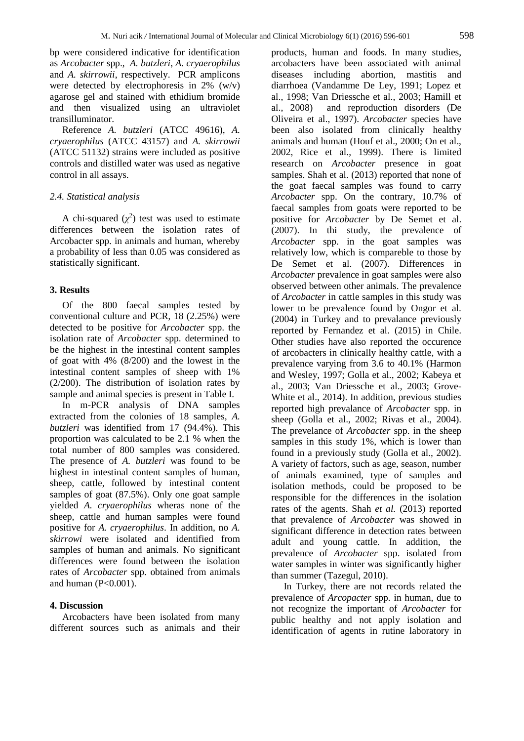bp were considered indicative for identification as *Arcobacter* spp., *A. butzleri*, *A. cryaerophilus* and *A. skirrowii*, respectively. PCR amplicons were detected by electrophoresis in 2% (w/v) agarose gel and stained with ethidium bromide and then visualized using an ultraviolet transilluminator.

Reference *A. butzleri* (ATCC 49616), *A. cryaerophilus* (ATCC 43157) and *A. skirrowii* (ATCC 51132) strains were included as positive controls and distilled water was used as negative control in all assays.

### *2.4. Statistical analysis*

A chi-squared ($\chi^2$) test was used to estimate differences between the isolation rates of Arcobacter spp. in animals and human, whereby a probability of less than 0.05 was considered as statistically significant.

## 3. Results

Of the 800 faecal samples tested by conventional culture and PCR, 18 (2.25%) were detected to be positive for *Arcobacter* spp. the isolation rate of *Arcobacter* spp. determined to be the highest in the intestinal content samples of goat with 4% (8/200) and the lowest in the intestinal content samples of sheep with 1% (2/200). The distribution of isolation rates by sample and animal species is present in Table I.

In m-PCR analysis of DNA samples extracted from the colonies of 18 samples, *A. butzleri* was identified from 17 (94.4%). This proportion was calculated to be 2.1 % when the total number of 800 samples was considered. The presence of *A. butzleri* was found to be highest in intestinal content samples of human, sheep, cattle, followed by intestinal content samples of goat (87.5%). Only one goat sample yielded *A. cryaerophilus* wheras none of the sheep, cattle and human samples were found positive for *A. cryaerophilus*. In addition, no *A. skirrowi* were isolated and identified from samples of human and animals. No significant differences were found between the isolation rates of *Arcobacter* spp. obtained from animals and human ($P<0.001$).

## 4. Discussion

Arcobacters have been isolated from many different sources such as animals and their products, human and foods. In many studies, arcobacters have been associated with animal diseases including abortion, mastitis and diarrhoea (Vandamme De Ley, 1991; Lopez et al., 1998; Van Driessche et al., 2003; Hamill et al., 2008) and reproduction disorders (De Oliveira et al., 1997). *Arcobacter* species have been also isolated from clinically healthy animals and human (Houf et al., 2000; On et al., 2002, Rice et al., 1999). There is limited research on *Arcobacter* presence in goat samples. Shah et al. (2013) reported that none of the goat faecal samples was found to carry *Arcobacter* spp. On the contrary, 10.7% of faecal samples from goats were reported to be positive for *Arcobacter* by De Semet et al. (2007). In thi study, the prevalence of *Arcobacter* spp. in the goat samples was relatively low, which is compareble to those by De Semet et al. (2007). Differences in *Arcobacter* prevalence in goat samples were also observed between other animals. The prevalence of *Arcobacter* in cattle samples in this study was lower to be prevalence found by Ongor et al. (2004) in Turkey and to prevalance previously reported by Fernandez et al. (2015) in Chile. Other studies have also reported the occurence of arcobacters in clinically healthy cattle, with a prevalence varying from 3.6 to 40.1% (Harmon and Wesley, 1997; Golla et al., 2002; Kabeya et al., 2003; Van Driessche et al., 2003; Grove-White et al., 2014). In addition, previous studies reported high prevalance of *Arcobacter* spp. in sheep (Golla et al., 2002; Rivas et al., 2004). The prevelance of *Arcobacter* spp. in the sheep samples in this study 1%, which is lower than found in a previously study (Golla et al., 2002). A variety of factors, such as age, season, number of animals examined, type of samples and isolation methods, could be proposed to be responsible for the differences in the isolation rates of the agents. Shah *et al.* (2013) reported that prevalence of *Arcobacter* was showed in significant difference in detection rates between adult and young cattle. In addition, the prevalence of *Arcobacter* spp. isolated from water samples in winter was significantly higher than summer (Tazegul, 2010).

In Turkey, there are not records related the prevalence of *Arcopacter* spp. in human, due to not recognize the important of *Arcobacter* for public healthy and not apply isolation and identification of agents in rutine laboratory in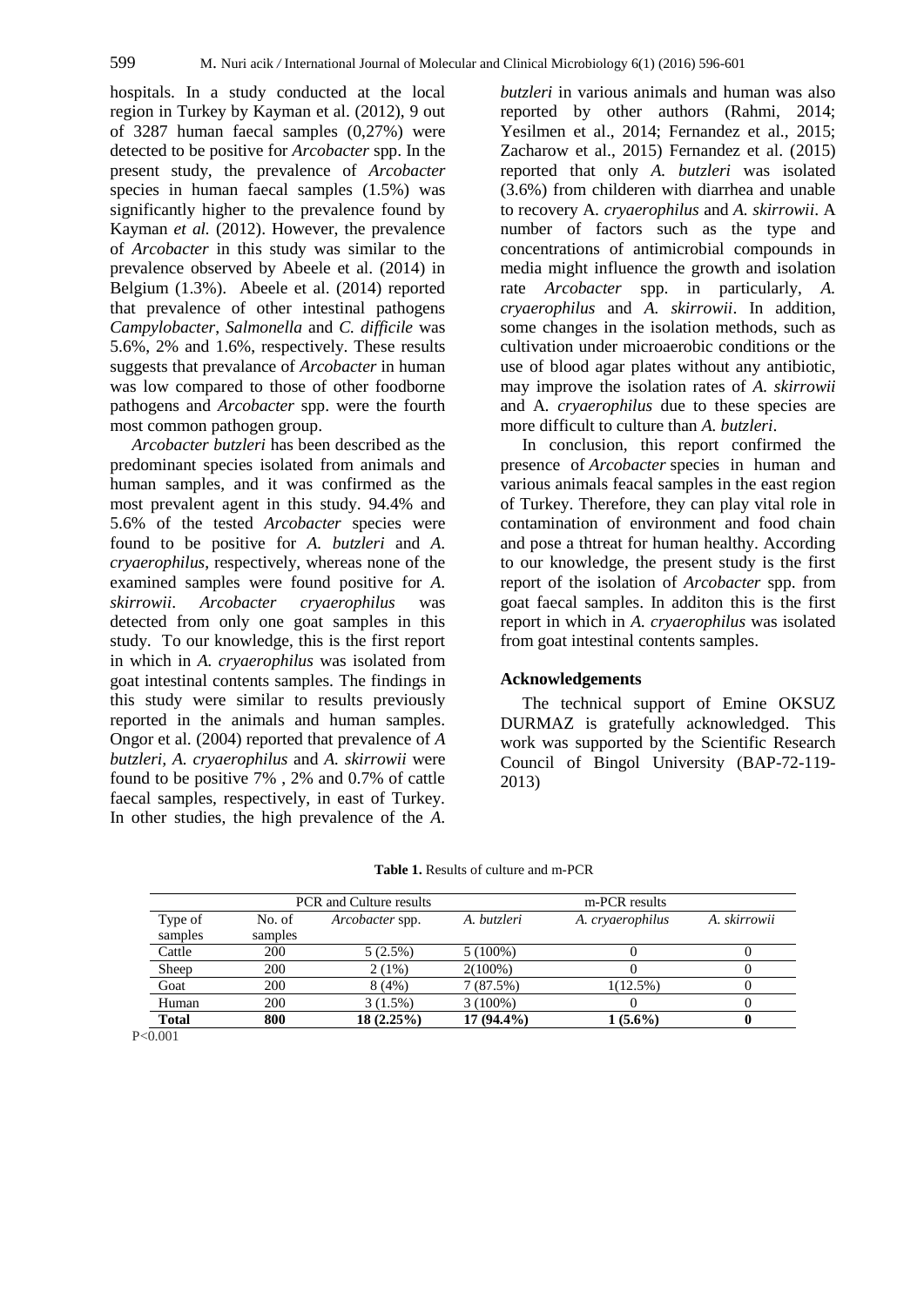hospitals. In a study conducted at the local region in Turkey by Kayman et al. (2012), 9 out of 3287 human faecal samples (0,27%) were detected to be positive for *Arcobacter* spp. In the present study, the prevalence of *Arcobacter* species in human faecal samples (1.5%) was significantly higher to the prevalence found by Kayman *et al.* (2012). However, the prevalence of *Arcobacter* in this study was similar to the prevalence observed by Abeele et al. (2014) in Belgium (1.3%). Abeele et al. (2014) reported that prevalence of other intestinal pathogens *Campylobacter*, *Salmonella* and *C. difficile* was 5.6%, 2% and 1.6%, respectively. These results suggests that prevalance of *Arcobacter* in human was low compared to those of other foodborne pathogens and *Arcobacter* spp. were the fourth most common pathogen group.

*Arcobacter butzleri* has been described as the predominant species isolated from animals and human samples, and it was confirmed as the most prevalent agent in this study. 94.4% and 5.6% of the tested *Arcobacter* species were found to be positive for *A. butzleri* and *A. cryaerophilus*, respectively, whereas none of the examined samples were found positive for *A. skirrowii*. *Arcobacter cryaerophilus* was detected from only one goat samples in this study. To our knowledge, this is the first report in which in *A. cryaerophilus* was isolated from goat intestinal contents samples. The findings in this study were similar to results previously reported in the animals and human samples. Ongor et al. (2004) reported that prevalence of *A butzleri, A. cryaerophilus* and *A. skirrowii* were found to be positive 7% , 2% and 0.7% of cattle faecal samples, respectively, in east of Turkey. In other studies, the high prevalence of the *A. butzleri* in various animals and human was also reported by other authors (Rahmi, 2014; Yesilmen et al., 2014; Fernandez et al., 2015; Zacharow et al., 2015) Fernandez et al. (2015) reported that only *A. butzleri* was isolated (3.6%) from childeren with diarrhea and unable to recovery A. *cryaerophilus* and *A. skirrowii*. A number of factors such as the type and concentrations of antimicrobial compounds in media might influence the growth and isolation rate *Arcobacter* spp. in particularly, *A. cryaerophilus* and *A. skirrowii*. In addition, some changes in the isolation methods, such as cultivation under microaerobic conditions or the use of blood agar plates without any antibiotic, may improve the isolation rates of *A. skirrowii* and A. *cryaerophilus* due to these species are more difficult to culture than *A. butzleri*.

In conclusion, this report confirmed the presence of *Arcobacter* species in human and various animals feacal samples in the east region of Turkey. Therefore, they can play vital role in contamination of environment and food chain and pose a thtreat for human healthy. According to our knowledge, the present study is the first report of the isolation of *Arcobacter* spp. from goat faecal samples. In additon this is the first report in which in *A. cryaerophilus* was isolated from goat intestinal contents samples.

## Acknowledgements

The technical support of Emine OKSUZ DURMAZ is gratefully acknowledged. This work was supported by the Scientific Research Council of Bingol University (BAP-72-119-2013)

**Table 1.** Results of culture and m-PCR

| PCR and Culture results | | | m-PCR results | | |
|---|---|---|---|---|---|
| Type of samples | No. of samples | *Arcobacter* spp. | *A. butzleri* | *A. cryaerophilus* | *A. skirrowii* |
| Cattle | 200 | 5 (2.5%) | 5 (100%) | 0 | 0 |
| Sheep | 200 | 2 (1%) | 2(100%) | 0 | 0 |
| Goat | 200 | 8 (4%) | 7 (87.5%) | 1(12.5%) | 0 |
| Human | 200 | 3 (1.5%) | 3 (100%) | 0 | 0 |
| **Total** | **800** | **18 (2.25%)** | **17 (94.4%)** | **1 (5.6%)** | **0** |

P<0.001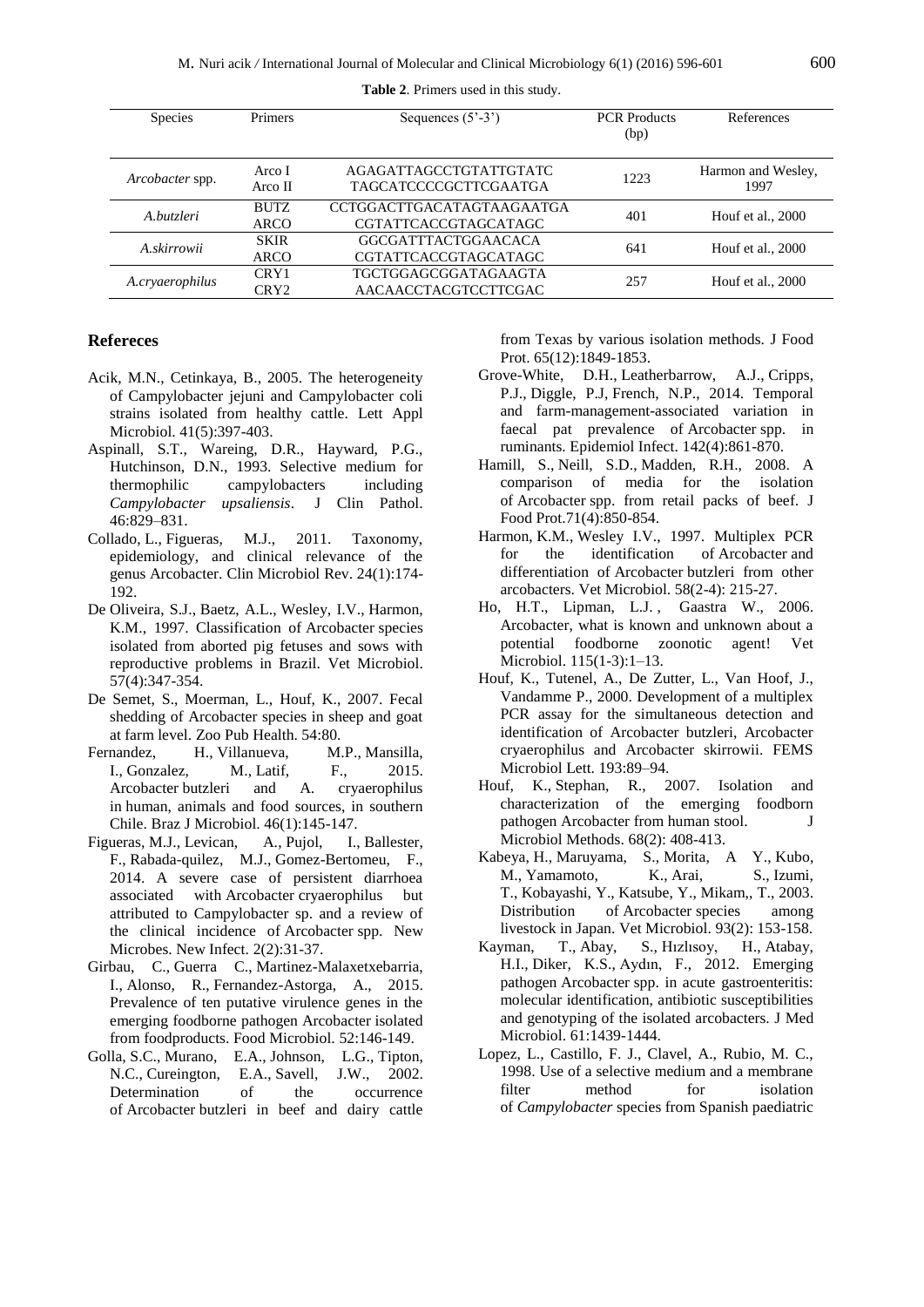**Table 2**. Primers used in this study.

| Species | Primers | Sequences (5'-3') | PCR Products (bp) | References |
|---|---|---|---|---|
| *Arcobacter* spp. | Arco I<br>Arco II | AGAGATTAGCCTGTATTGTATC<br>TAGCATCCCCGCTTCGAATGA | 1223 | Harmon and Wesley, 1997 |
| *A.butzleri* | BUTZ<br>ARCO | CCTGGACTTGACATAGTAAGAATGA<br>CGTATTCACCGTAGCATAGC | 401 | Houf et al., 2000 |
| *A.skirrowii* | SKIR<br>ARCO | GGCGATTTACTGGAACACA<br>CGTATTCACCGTAGCATAGC | 641 | Houf et al., 2000 |
| *A.cryaerophilus* | CRY1<br>CRY2 | TGCTGGAGCGGATAGAAGTA<br>AACAACCTACGTCCTTCGAC | 257 | Houf et al., 2000 |

## Refereces

- Acik, M.N., Cetinkaya, B., 2005. The heterogeneity of Campylobacter jejuni and Campylobacter coli strains isolated from healthy cattle. Lett Appl Microbiol. 41(5):397-403.
- Aspinall, S.T., Wareing, D.R., Hayward, P.G., Hutchinson, D.N., 1993. Selective medium for thermophilic campylobacters including *Campylobacter upsaliensis*. J Clin Pathol. 46:829–831.
- Collado, L., Figueras, M.J., 2011. Taxonomy, epidemiology, and clinical relevance of the genus Arcobacter. Clin Microbiol Rev. 24(1):174-192.
- De Oliveira, S.J., Baetz, A.L., Wesley, I.V., Harmon, K.M., 1997. Classification of Arcobacter species isolated from aborted pig fetuses and sows with reproductive problems in Brazil. Vet Microbiol. 57(4):347-354.
- De Semet, S., Moerman, L., Houf, K., 2007. Fecal shedding of Arcobacter species in sheep and goat at farm level. Zoo Pub Health. 54:80.
- Fernandez, H., Villanueva, M.P., Mansilla, I., Gonzalez, M., Latif, F., 2015. Arcobacter butzleri and A. cryaerophilus in human, animals and food sources, in southern Chile. Braz J Microbiol. 46(1):145-147.
- Figueras, M.J., Levican, A., Pujol, I., Ballester, F., Rabada-quilez, M.J., Gomez-Bertomeu, F., 2014. A severe case of persistent diarrhoea associated with Arcobacter cryaerophilus but attributed to Campylobacter sp. and a review of the clinical incidence of Arcobacter spp. New Microbes. New Infect. 2(2):31-37.
- Girbau, C., Guerra C., Martinez-Malaxetxebarria, I., Alonso, R., Fernandez-Astorga, A., 2015. Prevalence of ten putative virulence genes in the emerging foodborne pathogen Arcobacter isolated from foodproducts. Food Microbiol. 52:146-149.
- Golla, S.C., Murano, E.A., Johnson, L.G., Tipton, N.C., Cureington, E.A., Savell, J.W., 2002. Determination of the occurrence of Arcobacter butzleri in beef and dairy cattle from Texas by various isolation methods. J Food Prot. 65(12):1849-1853.
- Grove-White, D.H., Leatherbarrow, A.J., Cripps, P.J., Diggle, P.J, French, N.P., 2014. Temporal and farm-management-associated variation in faecal pat prevalence of Arcobacter spp. in ruminants. Epidemiol Infect. 142(4):861-870.
- Hamill, S., Neill, S.D., Madden, R.H., 2008. A comparison of media for the isolation of Arcobacter spp. from retail packs of beef. J Food Prot.71(4):850-854.
- Harmon, K.M., Wesley I.V., 1997. Multiplex PCR for the identification of Arcobacter and differentiation of Arcobacter butzleri from other arcobacters. Vet Microbiol. 58(2-4): 215-27.
- Ho, H.T., Lipman, L.J. , Gaastra W., 2006. Arcobacter, what is known and unknown about a potential foodborne zoonotic agent! Vet Microbiol. 115(1-3):1–13.
- Houf, K., Tutenel, A., De Zutter, L., Van Hoof, J., Vandamme P., 2000. Development of a multiplex PCR assay for the simultaneous detection and identification of Arcobacter butzleri, Arcobacter cryaerophilus and Arcobacter skirrowii. FEMS Microbiol Lett. 193:89–94.
- Houf, K., Stephan, R., 2007. Isolation and characterization of the emerging foodborn pathogen Arcobacter from human stool. J Microbiol Methods. 68(2): 408-413.
- Kabeya, H., Maruyama, S., Morita, A Y., Kubo, M., Yamamoto, K., Arai, S., Izumi, T., Kobayashi, Y., Katsube, Y., Mikam,, T., 2003. Distribution of Arcobacter species among livestock in Japan. Vet Microbiol. 93(2): 153-158.
- Kayman, T., Abay, S., Hızlısoy, H., Atabay, H.I., Diker, K.S., Aydın, F., 2012. Emerging pathogen Arcobacter spp. in acute gastroenteritis: molecular identification, antibiotic susceptibilities and genotyping of the isolated arcobacters. J Med Microbiol. 61:1439-1444.
- Lopez, L., Castillo, F. J., Clavel, A., Rubio, M. C., 1998. Use of a selective medium and a membrane filter method for isolation of *Campylobacter* species from Spanish paediatric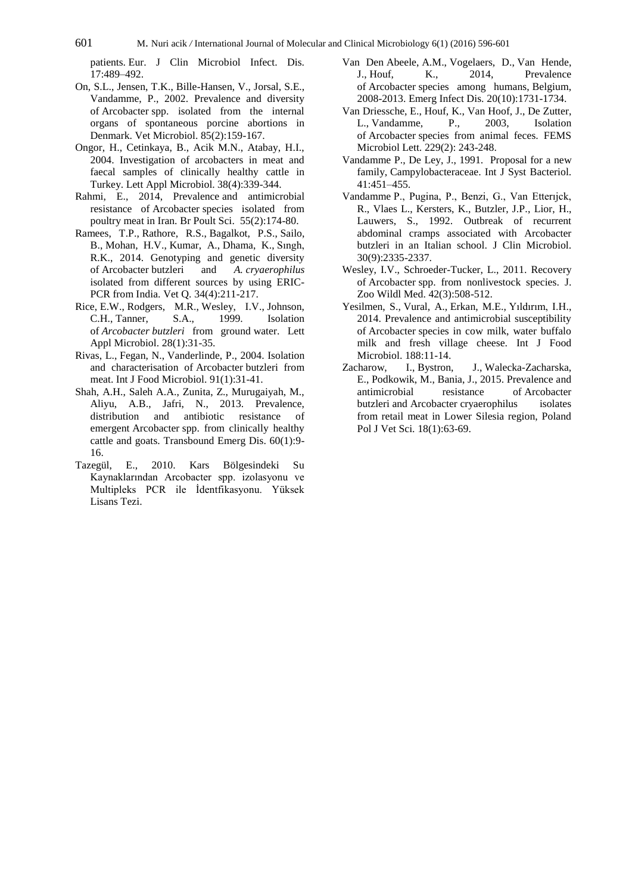patients. Eur. J Clin Microbiol Infect. Dis. 17:489–492.

On, S.L., Jensen, T.K., Bille-Hansen, V., Jorsal, S.E., Vandamme, P., 2002. Prevalence and diversity of Arcobacter spp. isolated from the internal organs of spontaneous porcine abortions in Denmark. Vet Microbiol. 85(2):159-167.

Ongor, H., Cetinkaya, B., Acik M.N., Atabay, H.I., 2004. Investigation of arcobacters in meat and faecal samples of clinically healthy cattle in Turkey. Lett Appl Microbiol. 38(4):339-344.

Rahmi, E., 2014, Prevalence and antimicrobial resistance of Arcobacter species isolated from poultry meat in Iran. Br Poult Sci. 55(2):174-80.

Ramees, T.P., Rathore, R.S., Bagalkot, P.S., Sailo, B., Mohan, H.V., Kumar, A., Dhama, K., Sıngh, R.K., 2014. Genotyping and genetic diversity of Arcobacter butzleri and *A. cryaerophilus* isolated from different sources by using ERIC-PCR from India. Vet Q. 34(4):211-217.

Rice, E.W., Rodgers, M.R., Wesley, I.V., Johnson, C.H., Tanner, S.A., 1999. Isolation of *Arcobacter butzleri* from ground water. Lett Appl Microbiol. 28(1):31-35.

Rivas, L., Fegan, N., Vanderlinde, P., 2004. Isolation and characterisation of Arcobacter butzleri from meat. Int J Food Microbiol. 91(1):31-41.

Shah, A.H., Saleh A.A., Zunita, Z., Murugaiyah, M., Aliyu, A.B., Jafri, N., 2013. Prevalence, distribution and antibiotic resistance of emergent Arcobacter spp. from clinically healthy cattle and goats. Transbound Emerg Dis. 60(1):9-16.

Tazegül, E., 2010. Kars Bölgesindeki Su Kaynaklarından Arcobacter spp. izolasyonu ve Multipleks PCR ile İdentfikasyonu. Yüksek Lisans Tezi.

Van Den Abeele, A.M., Vogelaers, D., Van Hende, J., Houf, K., 2014, Prevalence of Arcobacter species among humans, Belgium, 2008-2013. Emerg Infect Dis. 20(10):1731-1734.

Van Driessche, E., Houf, K., Van Hoof, J., De Zutter, L., Vandamme, P., 2003, Isolation of Arcobacter species from animal feces. FEMS Microbiol Lett. 229(2): 243-248.

Vandamme P., De Ley, J., 1991. Proposal for a new family, Campylobacteraceae. Int J Syst Bacteriol. 41:451–455.

Vandamme P., Pugina, P., Benzi, G., Van Etterıjck, R., Vlaes L., Kersters, K., Butzler, J.P., Lior, H., Lauwers, S., 1992. Outbreak of recurrent abdominal cramps associated with Arcobacter butzleri in an Italian school. J Clin Microbiol. 30(9):2335-2337.

Wesley, I.V., Schroeder-Tucker, L., 2011. Recovery of Arcobacter spp. from nonlivestock species. J. Zoo Wildl Med. 42(3):508-512.

Yesilmen, S., Vural, A., Erkan, M.E., Yıldırım, I.H., 2014. Prevalence and antimicrobial susceptibility of Arcobacter species in cow milk, water buffalo milk and fresh village cheese. Int J Food Microbiol. 188:11-14.

Zacharow, I., Bystron, J., Walecka-Zacharska, E., Podkowik, M., Bania, J., 2015. Prevalence and antimicrobial resistance of Arcobacter butzleri and Arcobacter cryaerophilus isolates from retail meat in Lower Silesia region, Poland Pol J Vet Sci. 18(1):63-69.